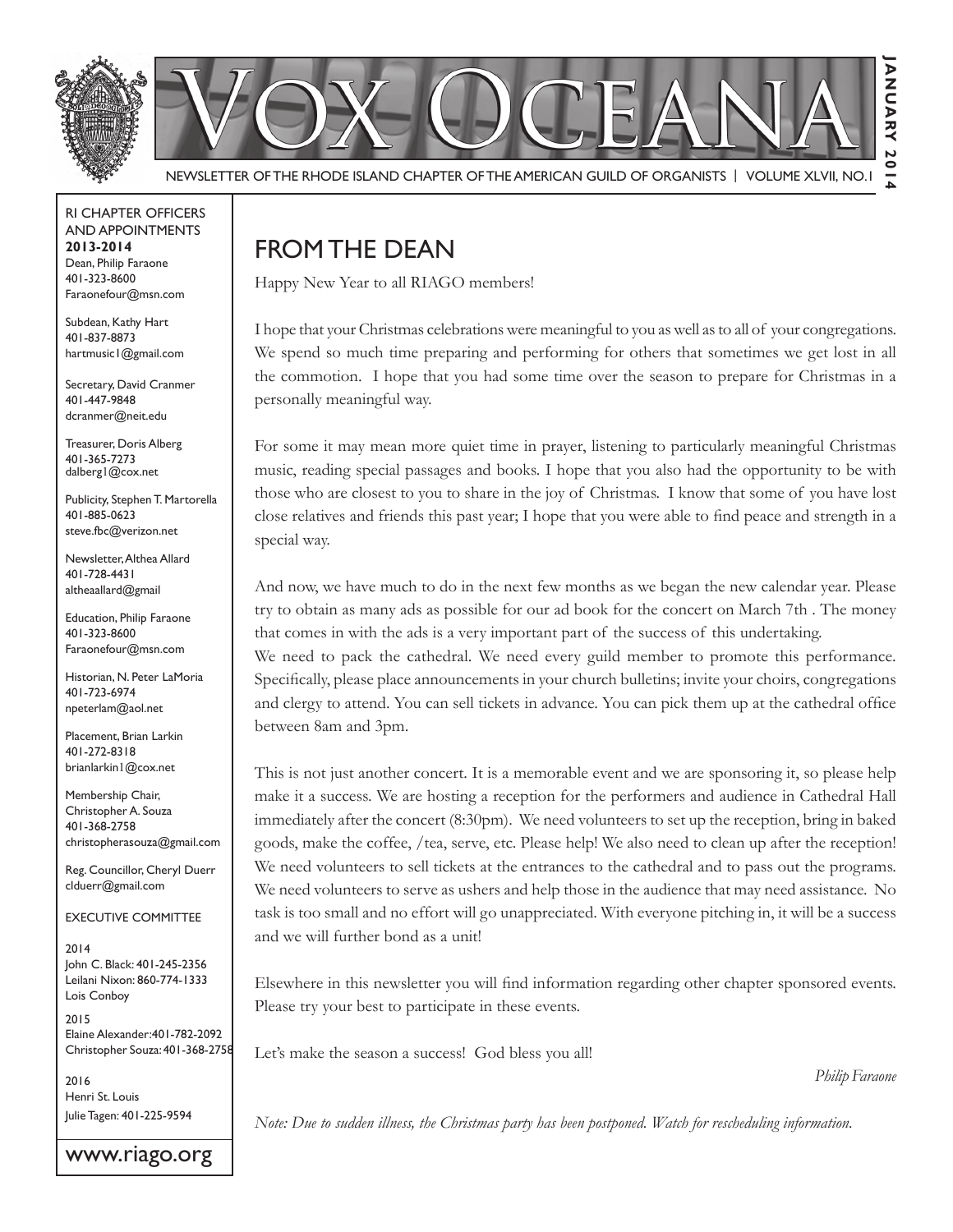# Vox Oceana

NEWSLETTER OF THE RHODE ISLAND CHAPTER OF THE AMERICAN GUILD OF ORGANISTS | VOLUME XLVII, NO.1

JANUARY 2014

RI CHAPTER OFFICERS AND APPOINTMENTS
**2013-2014**

Dean, Philip Faraone
401-323-8600
Faraonefour@msn.com

Subdean, Kathy Hart
401-837-8873
hartmusic1@gmail.com

Secretary, David Cranmer
401-447-9848
dcranmer@neit.edu

Treasurer, Doris Alberg
401-365-7273
dalberg1@cox.net

Publicity, Stephen T. Martorella
401-885-0623
steve.fbc@verizon.net

Newsletter, Althea Allard
401-728-4431
altheaallard@gmail

Education, Philip Faraone
401-323-8600
Faraonefour@msn.com

Historian, N. Peter LaMoria
401-723-6974
npeterlam@aol.net

Placement, Brian Larkin
401-272-8318
brianlarkin1@cox.net

Membership Chair, Christopher A. Souza
401-368-2758
christopherasouza@gmail.com

Reg. Councillor, Cheryl Duerr
clduerr@gmail.com

EXECUTIVE COMMITTEE

2014
John C. Black: 401-245-2356
Leilani Nixon: 860-774-1333
Lois Conboy

2015
Elaine Alexander: 401-782-2092
Christopher Souza: 401-368-2758

2016
Henri St. Louis
Julie Tagen: 401-225-9594

www.riago.org

## FROM THE DEAN

Happy New Year to all RIAGO members!

I hope that your Christmas celebrations were meaningful to you as well as to all of your congregations. We spend so much time preparing and performing for others that sometimes we get lost in all the commotion. I hope that you had some time over the season to prepare for Christmas in a personally meaningful way.

For some it may mean more quiet time in prayer, listening to particularly meaningful Christmas music, reading special passages and books. I hope that you also had the opportunity to be with those who are closest to you to share in the joy of Christmas. I know that some of you have lost close relatives and friends this past year; I hope that you were able to find peace and strength in a special way.

And now, we have much to do in the next few months as we began the new calendar year. Please try to obtain as many ads as possible for our ad book for the concert on March 7th . The money that comes in with the ads is a very important part of the success of this undertaking.
We need to pack the cathedral. We need every guild member to promote this performance. Specifically, please place announcements in your church bulletins; invite your choirs, congregations and clergy to attend. You can sell tickets in advance. You can pick them up at the cathedral office between 8am and 3pm.

This is not just another concert. It is a memorable event and we are sponsoring it, so please help make it a success. We are hosting a reception for the performers and audience in Cathedral Hall immediately after the concert (8:30pm). We need volunteers to set up the reception, bring in baked goods, make the coffee, /tea, serve, etc. Please help! We also need to clean up after the reception! We need volunteers to sell tickets at the entrances to the cathedral and to pass out the programs. We need volunteers to serve as ushers and help those in the audience that may need assistance. No task is too small and no effort will go unappreciated. With everyone pitching in, it will be a success and we will further bond as a unit!

Elsewhere in this newsletter you will find information regarding other chapter sponsored events. Please try your best to participate in these events.

Let's make the season a success! God bless you all!

*Philip Faraone*

*Note: Due to sudden illness, the Christmas party has been postponed. Watch for rescheduling information.*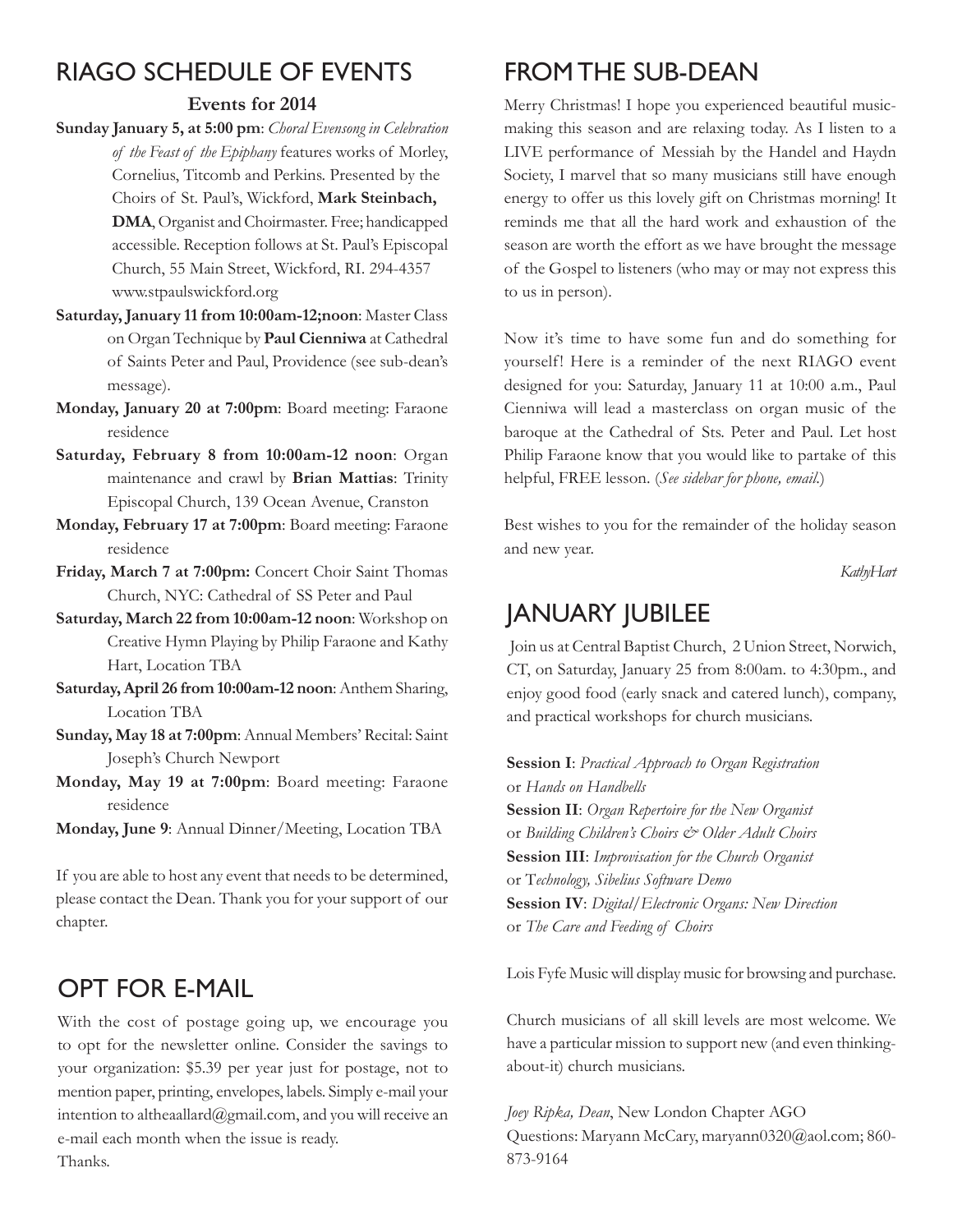## RIAGO SCHEDULE OF EVENTS

**Events for 2014**

**Sunday January 5, at 5:00 pm**: *Choral Evensong in Celebration of the Feast of the Epiphany* features works of Morley, Cornelius, Titcomb and Perkins. Presented by the Choirs of St. Paul's, Wickford, **Mark Steinbach, DMA**, Organist and Choirmaster. Free; handicapped accessible. Reception follows at St. Paul's Episcopal Church, 55 Main Street, Wickford, RI. 294-4357 www.stpaulswickford.org

**Saturday, January 11 from 10:00am-12;noon**: Master Class on Organ Technique by **Paul Cienniwa** at Cathedral of Saints Peter and Paul, Providence (see sub-dean's message).

**Monday, January 20 at 7:00pm**: Board meeting: Faraone residence

**Saturday, February 8 from 10:00am-12 noon**: Organ maintenance and crawl by **Brian Mattias**: Trinity Episcopal Church, 139 Ocean Avenue, Cranston

**Monday, February 17 at 7:00pm**: Board meeting: Faraone residence

**Friday, March 7 at 7:00pm:** Concert Choir Saint Thomas Church, NYC: Cathedral of SS Peter and Paul

**Saturday, March 22 from 10:00am-12 noon**: Workshop on Creative Hymn Playing by Philip Faraone and Kathy Hart, Location TBA

**Saturday, April 26 from 10:00am-12 noon**: Anthem Sharing, Location TBA

**Sunday, May 18 at 7:00pm**: Annual Members' Recital: Saint Joseph's Church Newport

**Monday, May 19 at 7:00pm**: Board meeting: Faraone residence

**Monday, June 9**: Annual Dinner/Meeting, Location TBA

If you are able to host any event that needs to be determined, please contact the Dean. Thank you for your support of our chapter.

## OPT FOR E-MAIL

With the cost of postage going up, we encourage you to opt for the newsletter online. Consider the savings to your organization: $5.39 per year just for postage, not to mention paper, printing, envelopes, labels. Simply e-mail your intention to altheaallard@gmail.com, and you will receive an e-mail each month when the issue is ready.
Thanks.

## FROM THE SUB-DEAN

Merry Christmas! I hope you experienced beautiful music-making this season and are relaxing today. As I listen to a LIVE performance of Messiah by the Handel and Haydn Society, I marvel that so many musicians still have enough energy to offer us this lovely gift on Christmas morning! It reminds me that all the hard work and exhaustion of the season are worth the effort as we have brought the message of the Gospel to listeners (who may or may not express this to us in person).

Now it's time to have some fun and do something for yourself! Here is a reminder of the next RIAGO event designed for you: Saturday, January 11 at 10:00 a.m., Paul Cienniwa will lead a masterclass on organ music of the baroque at the Cathedral of Sts. Peter and Paul. Let host Philip Faraone know that you would like to partake of this helpful, FREE lesson. (*See sidebar for phone, email*.)

Best wishes to you for the remainder of the holiday season and new year.

*KathyHart*

## JANUARY JUBILEE

Join us at Central Baptist Church, 2 Union Street, Norwich, CT, on Saturday, January 25 from 8:00am. to 4:30pm., and enjoy good food (early snack and catered lunch), company, and practical workshops for church musicians.

**Session I**: *Practical Approach to Organ Registration*
or *Hands on Handbells*
**Session II**: *Organ Repertoire for the New Organist*
or *Building Children's Choirs & Older Adult Choirs*
**Session III**: *Improvisation for the Church Organist*
or T*echnology, Sibelius Software Demo*
**Session IV**: *Digital/Electronic Organs: New Direction*
or *The Care and Feeding of Choirs*

Lois Fyfe Music will display music for browsing and purchase.

Church musicians of all skill levels are most welcome. We have a particular mission to support new (and even thinking-about-it) church musicians.

*Joey Ripka, Dean*, New London Chapter AGO
Questions: Maryann McCary, maryann0320@aol.com; 860-873-9164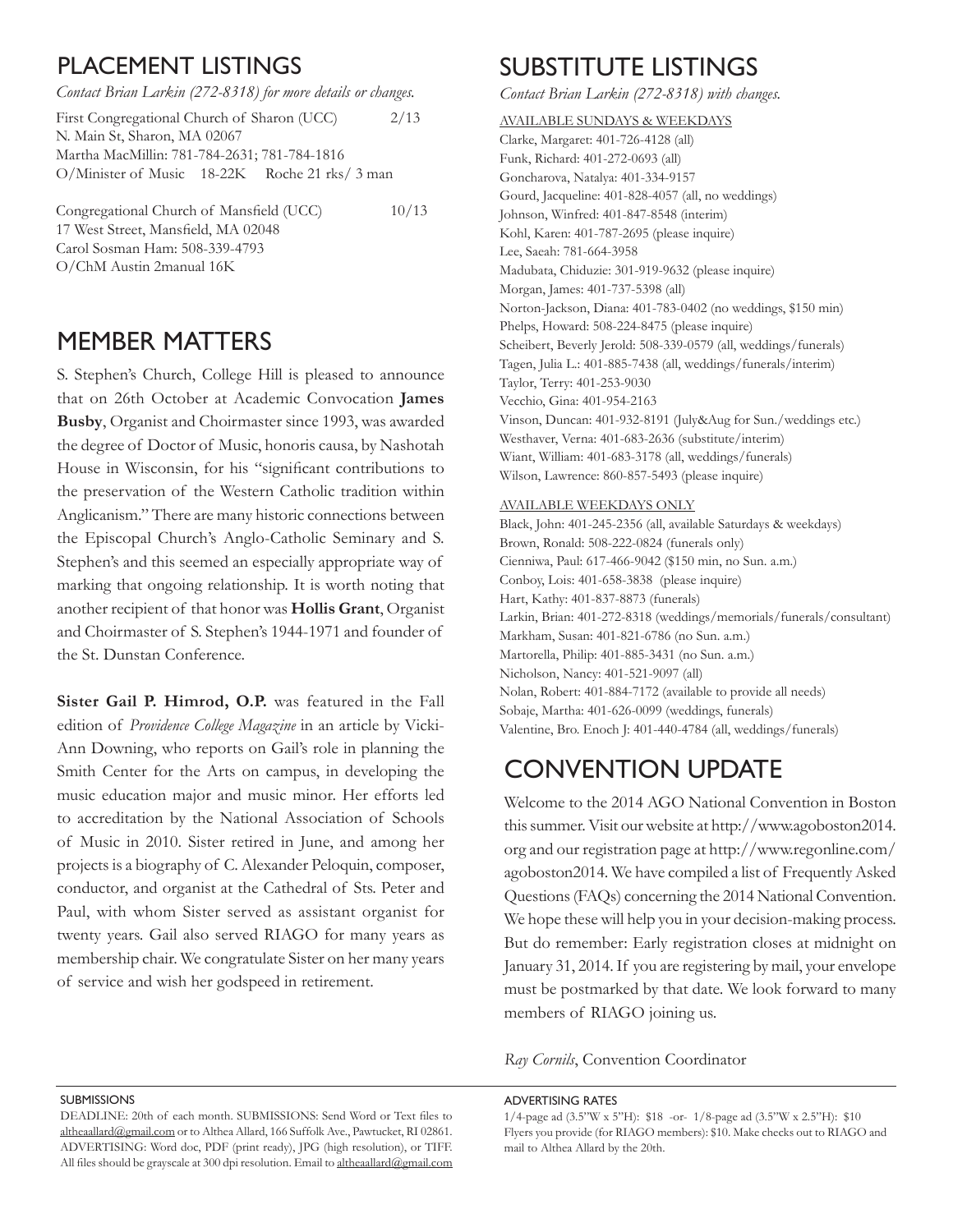## PLACEMENT LISTINGS

*Contact Brian Larkin (272-8318) for more details or changes.*

First Congregational Church of Sharon (UCC) 2/13
N. Main St, Sharon, MA 02067
Martha MacMillin: 781-784-2631; 781-784-1816
O/Minister of Music 18-22K Roche 21 rks/ 3 man

Congregational Church of Mansfield (UCC) 10/13
17 West Street, Mansfield, MA 02048
Carol Sosman Ham: 508-339-4793
O/ChM Austin 2manual 16K

## MEMBER MATTERS

S. Stephen's Church, College Hill is pleased to announce that on 26th October at Academic Convocation **James Busby**, Organist and Choirmaster since 1993, was awarded the degree of Doctor of Music, honoris causa, by Nashotah House in Wisconsin, for his "significant contributions to the preservation of the Western Catholic tradition within Anglicanism." There are many historic connections between the Episcopal Church's Anglo-Catholic Seminary and S. Stephen's and this seemed an especially appropriate way of marking that ongoing relationship. It is worth noting that another recipient of that honor was **Hollis Grant**, Organist and Choirmaster of S. Stephen's 1944-1971 and founder of the St. Dunstan Conference.

**Sister Gail P. Himrod, O.P.** was featured in the Fall edition of *Providence College Magazine* in an article by Vicki-Ann Downing, who reports on Gail's role in planning the Smith Center for the Arts on campus, in developing the music education major and music minor. Her efforts led to accreditation by the National Association of Schools of Music in 2010. Sister retired in June, and among her projects is a biography of C. Alexander Peloquin, composer, conductor, and organist at the Cathedral of Sts. Peter and Paul, with whom Sister served as assistant organist for twenty years. Gail also served RIAGO for many years as membership chair. We congratulate Sister on her many years of service and wish her godspeed in retirement.

## SUBSTITUTE LISTINGS

*Contact Brian Larkin (272-8318) with changes.*

AVAILABLE SUNDAYS & WEEKDAYS

Clarke, Margaret: 401-726-4128 (all)
Funk, Richard: 401-272-0693 (all)
Goncharova, Natalya: 401-334-9157
Gourd, Jacqueline: 401-828-4057 (all, no weddings)
Johnson, Winfred: 401-847-8548 (interim)
Kohl, Karen: 401-787-2695 (please inquire)
Lee, Saeah: 781-664-3958
Madubata, Chiduzie: 301-919-9632 (please inquire)
Morgan, James: 401-737-5398 (all)
Norton-Jackson, Diana: 401-783-0402 (no weddings, $150 min)
Phelps, Howard: 508-224-8475 (please inquire)
Scheibert, Beverly Jerold: 508-339-0579 (all, weddings/funerals)
Tagen, Julia L.: 401-885-7438 (all, weddings/funerals/interim)
Taylor, Terry: 401-253-9030
Vecchio, Gina: 401-954-2163
Vinson, Duncan: 401-932-8191 (July&Aug for Sun./weddings etc.)
Westhaver, Verna: 401-683-2636 (substitute/interim)
Wiant, William: 401-683-3178 (all, weddings/funerals)
Wilson, Lawrence: 860-857-5493 (please inquire)

AVAILABLE WEEKDAYS ONLY

Black, John: 401-245-2356 (all, available Saturdays & weekdays)
Brown, Ronald: 508-222-0824 (funerals only)
Cienniwa, Paul: 617-466-9042 ($150 min, no Sun. a.m.)
Conboy, Lois: 401-658-3838 (please inquire)
Hart, Kathy: 401-837-8873 (funerals)
Larkin, Brian: 401-272-8318 (weddings/memorials/funerals/consultant)
Markham, Susan: 401-821-6786 (no Sun. a.m.)
Martorella, Philip: 401-885-3431 (no Sun. a.m.)
Nicholson, Nancy: 401-521-9097 (all)
Nolan, Robert: 401-884-7172 (available to provide all needs)
Sobaje, Martha: 401-626-0099 (weddings, funerals)
Valentine, Bro. Enoch J: 401-440-4784 (all, weddings/funerals)

## CONVENTION UPDATE

Welcome to the 2014 AGO National Convention in Boston this summer. Visit our website at http://www.agoboston2014.org and our registration page at http://www.regonline.com/agoboston2014. We have compiled a list of Frequently Asked Questions (FAQs) concerning the 2014 National Convention. We hope these will help you in your decision-making process. But do remember: Early registration closes at midnight on January 31, 2014. If you are registering by mail, your envelope must be postmarked by that date. We look forward to many members of RIAGO joining us.

*Ray Cornils*, Convention Coordinator

#### SUBMISSIONS

DEADLINE: 20th of each month. SUBMISSIONS: Send Word or Text files to altheaallard@gmail.com or to Althea Allard, 166 Suffolk Ave., Pawtucket, RI 02861. ADVERTISING: Word doc, PDF (print ready), JPG (high resolution), or TIFF. All files should be grayscale at 300 dpi resolution. Email to altheaallard@gmail.com

#### ADVERTISING RATES

1/4-page ad (3.5"W x 5"H): $18 -or- 1/8-page ad (3.5"W x 2.5"H): $10
Flyers you provide (for RIAGO members): $10. Make checks out to RIAGO and mail to Althea Allard by the 20th.